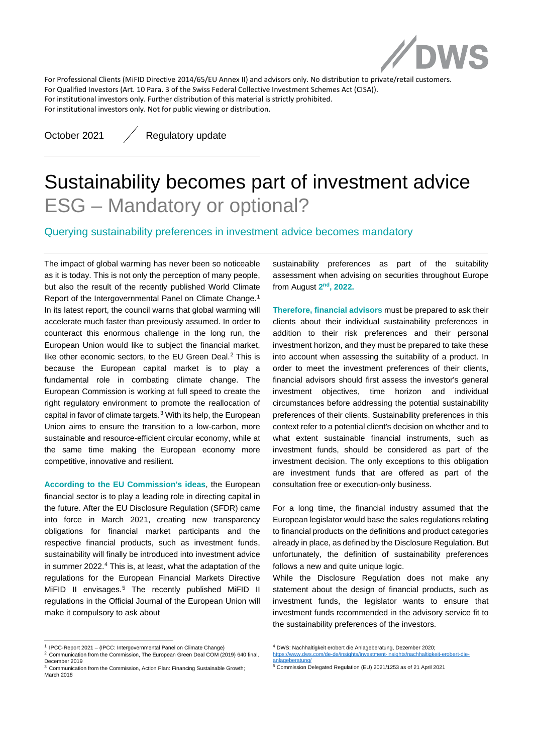For Professional Clients (MiFID Directive 2014/65/EU Annex II) and advisors only. No distribution to private/retail customers.
For Qualified Investors (Art. 10 Para. 3 of the Swiss Federal Collective Investment Schemes Act (CISA)).
For institutional investors only. Further distribution of this material is strictly prohibited.
For institutional investors only. Not for public viewing or distribution.

October 2021 / Regulatory update

# Sustainability becomes part of investment advice
## ESG – Mandatory or optional?

### Querying sustainability preferences in investment advice becomes mandatory

The impact of global warming has never been so noticeable as it is today. This is not only the perception of many people, but also the result of the recently published World Climate Report of the Intergovernmental Panel on Climate Change.[1] In its latest report, the council warns that global warming will accelerate much faster than previously assumed. In order to counteract this enormous challenge in the long run, the European Union would like to subject the financial market, like other economic sectors, to the EU Green Deal.[2] This is because the European capital market is to play a fundamental role in combating climate change. The European Commission is working at full speed to create the right regulatory environment to promote the reallocation of capital in favor of climate targets.[3] With its help, the European Union aims to ensure the transition to a low-carbon, more sustainable and resource-efficient circular economy, while at the same time making the European economy more competitive, innovative and resilient.

**According to the EU Commission's ideas**, the European financial sector is to play a leading role in directing capital in the future. After the EU Disclosure Regulation (SFDR) came into force in March 2021, creating new transparency obligations for financial market participants and the respective financial products, such as investment funds, sustainability will finally be introduced into investment advice in summer 2022.[4] This is, at least, what the adaptation of the regulations for the European Financial Markets Directive MiFID II envisages.[5] The recently published MiFID II regulations in the Official Journal of the European Union will make it compulsory to ask about sustainability preferences as part of the suitability assessment when advising on securities throughout Europe from August **2nd, 2022.**

**Therefore, financial advisors** must be prepared to ask their clients about their individual sustainability preferences in addition to their risk preferences and their personal investment horizon, and they must be prepared to take these into account when assessing the suitability of a product. In order to meet the investment preferences of their clients, financial advisors should first assess the investor's general investment objectives, time horizon and individual circumstances before addressing the potential sustainability preferences of their clients. Sustainability preferences in this context refer to a potential client's decision on whether and to what extent sustainable financial instruments, such as investment funds, should be considered as part of the investment decision. The only exceptions to this obligation are investment funds that are offered as part of the consultation free or execution-only business.

For a long time, the financial industry assumed that the European legislator would base the sales regulations relating to financial products on the definitions and product categories already in place, as defined by the Disclosure Regulation. But unfortunately, the definition of sustainability preferences follows a new and quite unique logic.

While the Disclosure Regulation does not make any statement about the design of financial products, such as investment funds, the legislator wants to ensure that investment funds recommended in the advisory service fit to the sustainability preferences of the investors.

---

[1] IPCC-Report 2021 – (IPCC: Intergovernmental Panel on Climate Change)
[2] Communication from the Commission, The European Green Deal COM (2019) 640 final, December 2019
[3] Communication from the Commission, Action Plan: Financing Sustainable Growth; March 2018
[4] DWS: Nachhaltigkeit erobert die Anlageberatung, Dezember 2020; https://www.dws.com/de-de/insights/investment-insights/nachhaltigkeit-erobert-die-anlageberatung/
[5] Commission Delegated Regulation (EU) 2021/1253 as of 21 April 2021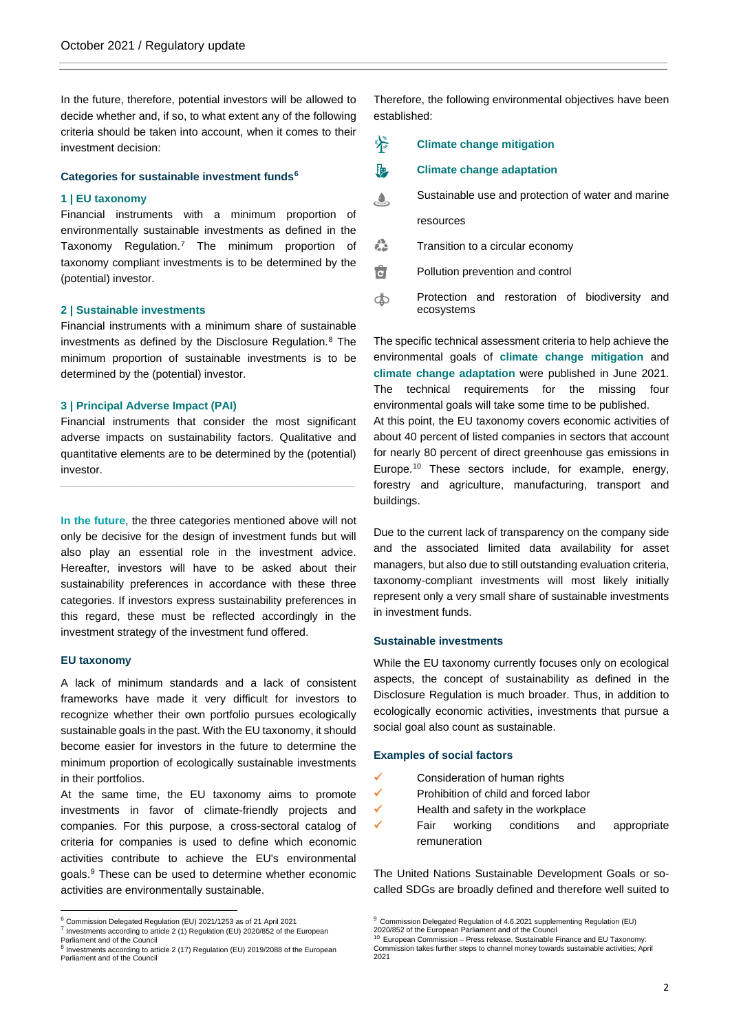In the future, therefore, potential investors will be allowed to decide whether and, if so, to what extent any of the following criteria should be taken into account, when it comes to their investment decision:

### Categories for sustainable investment funds[6]

#### 1 | EU taxonomy

Financial instruments with a minimum proportion of environmentally sustainable investments as defined in the Taxonomy Regulation.[7] The minimum proportion of taxonomy compliant investments is to be determined by the (potential) investor.

#### 2 | Sustainable investments

Financial instruments with a minimum share of sustainable investments as defined by the Disclosure Regulation.[8] The minimum proportion of sustainable investments is to be determined by the (potential) investor.

#### 3 | Principal Adverse Impact (PAI)

Financial instruments that consider the most significant adverse impacts on sustainability factors. Qualitative and quantitative elements are to be determined by the (potential) investor.

---

**In the future**, the three categories mentioned above will not only be decisive for the design of investment funds but will also play an essential role in the investment advice. Hereafter, investors will have to be asked about their sustainability preferences in accordance with these three categories. If investors express sustainability preferences in this regard, these must be reflected accordingly in the investment strategy of the investment fund offered.

### EU taxonomy

A lack of minimum standards and a lack of consistent frameworks have made it very difficult for investors to recognize whether their own portfolio pursues ecologically sustainable goals in the past. With the EU taxonomy, it should become easier for investors in the future to determine the minimum proportion of ecologically sustainable investments in their portfolios.

At the same time, the EU taxonomy aims to promote investments in favor of climate-friendly projects and companies. For this purpose, a cross-sectoral catalog of criteria for companies is used to define which economic activities contribute to achieve the EU's environmental goals.[9] These can be used to determine whether economic activities are environmentally sustainable.

Therefore, the following environmental objectives have been established:

- **Climate change mitigation**
- **Climate change adaptation**
- Sustainable use and protection of water and marine resources
- Transition to a circular economy
- Pollution prevention and control
- Protection and restoration of biodiversity and ecosystems

The specific technical assessment criteria to help achieve the environmental goals of **climate change mitigation** and **climate change adaptation** were published in June 2021. The technical requirements for the missing four environmental goals will take some time to be published.
At this point, the EU taxonomy covers economic activities of about 40 percent of listed companies in sectors that account for nearly 80 percent of direct greenhouse gas emissions in Europe.[10] These sectors include, for example, energy, forestry and agriculture, manufacturing, transport and buildings.

Due to the current lack of transparency on the company side and the associated limited data availability for asset managers, but also due to still outstanding evaluation criteria, taxonomy-compliant investments will most likely initially represent only a very small share of sustainable investments in investment funds.

### Sustainable investments

While the EU taxonomy currently focuses only on ecological aspects, the concept of sustainability as defined in the Disclosure Regulation is much broader. Thus, in addition to ecologically economic activities, investments that pursue a social goal also count as sustainable.

### Examples of social factors

- ✓ Consideration of human rights
- ✓ Prohibition of child and forced labor
- ✓ Health and safety in the workplace
- ✓ Fair working conditions and appropriate remuneration

The United Nations Sustainable Development Goals or so-called SDGs are broadly defined and therefore well suited to

---

[6] Commission Delegated Regulation (EU) 2021/1253 as of 21 April 2021
[7] Investments according to article 2 (1) Regulation (EU) 2020/852 of the European Parliament and of the Council
[8] Investments according to article 2 (17) Regulation (EU) 2019/2088 of the European Parliament and of the Council
[9] Commission Delegated Regulation of 4.6.2021 supplementing Regulation (EU) 2020/852 of the European Parliament and of the Council
[10] European Commission – Press release, Sustainable Finance and EU Taxonomy: Commission takes further steps to channel money towards sustainable activities; April 2021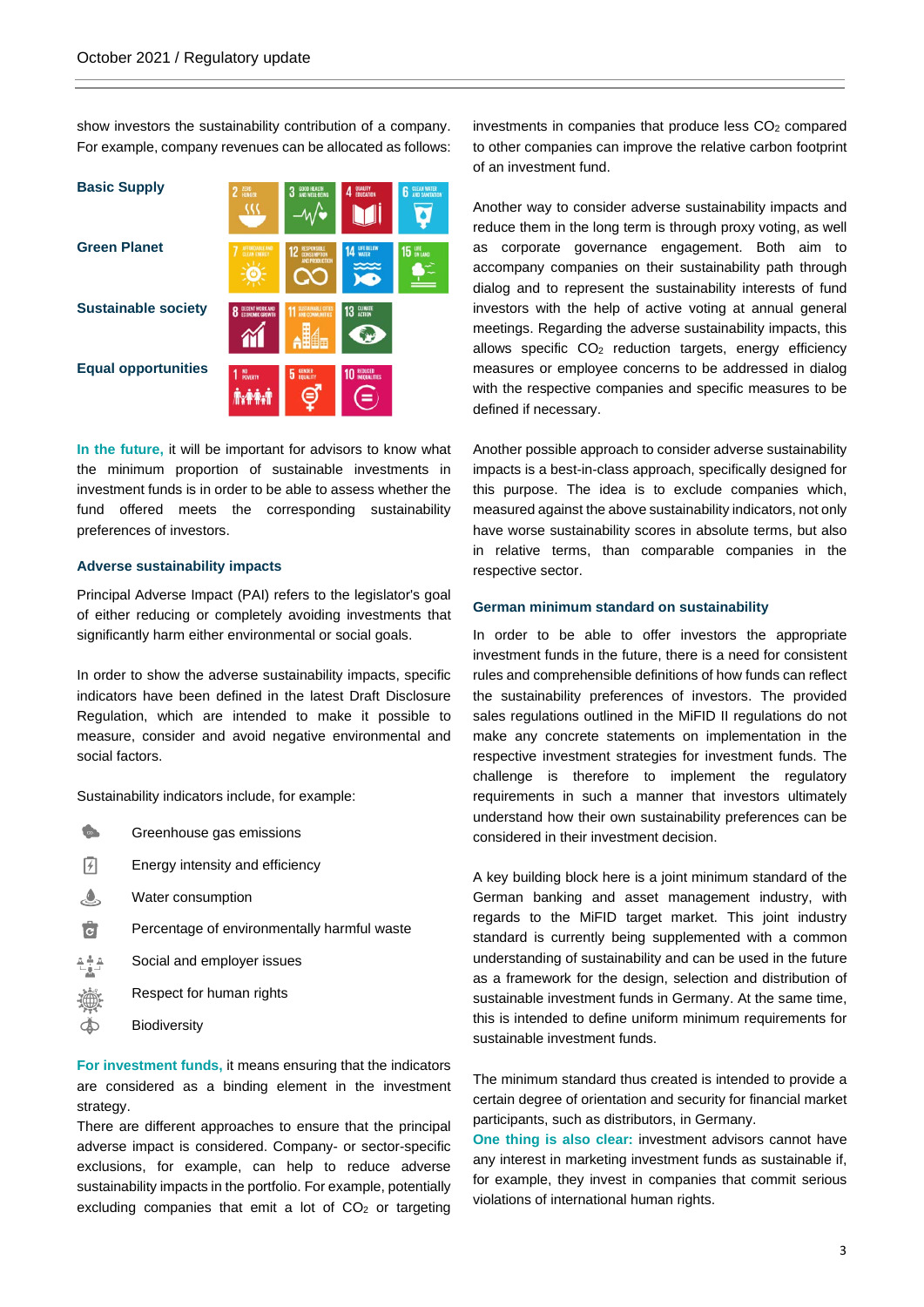show investors the sustainability contribution of a company. For example, company revenues can be allocated as follows:

**Basic Supply**

**Green Planet**

**Sustainable society**

**Equal opportunities**

**In the future,** it will be important for advisors to know what the minimum proportion of sustainable investments in investment funds is in order to be able to assess whether the fund offered meets the corresponding sustainability preferences of investors.

### Adverse sustainability impacts

Principal Adverse Impact (PAI) refers to the legislator's goal of either reducing or completely avoiding investments that significantly harm either environmental or social goals.

In order to show the adverse sustainability impacts, specific indicators have been defined in the latest Draft Disclosure Regulation, which are intended to make it possible to measure, consider and avoid negative environmental and social factors.

Sustainability indicators include, for example:

- Greenhouse gas emissions
- Energy intensity and efficiency
- Water consumption
- Percentage of environmentally harmful waste
- Social and employer issues
- Respect for human rights
- Biodiversity

**For investment funds,** it means ensuring that the indicators are considered as a binding element in the investment strategy.
There are different approaches to ensure that the principal adverse impact is considered. Company- or sector-specific exclusions, for example, can help to reduce adverse sustainability impacts in the portfolio. For example, potentially excluding companies that emit a lot of $CO_2$ or targeting investments in companies that produce less $CO_2$ compared to other companies can improve the relative carbon footprint of an investment fund.

Another way to consider adverse sustainability impacts and reduce them in the long term is through proxy voting, as well as corporate governance engagement. Both aim to accompany companies on their sustainability path through dialog and to represent the sustainability interests of fund investors with the help of active voting at annual general meetings. Regarding the adverse sustainability impacts, this allows specific $CO_2$ reduction targets, energy efficiency measures or employee concerns to be addressed in dialog with the respective companies and specific measures to be defined if necessary.

Another possible approach to consider adverse sustainability impacts is a best-in-class approach, specifically designed for this purpose. The idea is to exclude companies which, measured against the above sustainability indicators, not only have worse sustainability scores in absolute terms, but also in relative terms, than comparable companies in the respective sector.

### German minimum standard on sustainability

In order to be able to offer investors the appropriate investment funds in the future, there is a need for consistent rules and comprehensible definitions of how funds can reflect the sustainability preferences of investors. The provided sales regulations outlined in the MiFID II regulations do not make any concrete statements on implementation in the respective investment strategies for investment funds. The challenge is therefore to implement the regulatory requirements in such a manner that investors ultimately understand how their own sustainability preferences can be considered in their investment decision.

A key building block here is a joint minimum standard of the German banking and asset management industry, with regards to the MiFID target market. This joint industry standard is currently being supplemented with a common understanding of sustainability and can be used in the future as a framework for the design, selection and distribution of sustainable investment funds in Germany. At the same time, this is intended to define uniform minimum requirements for sustainable investment funds.

The minimum standard thus created is intended to provide a certain degree of orientation and security for financial market participants, such as distributors, in Germany.
**One thing is also clear:** investment advisors cannot have any interest in marketing investment funds as sustainable if, for example, they invest in companies that commit serious violations of international human rights.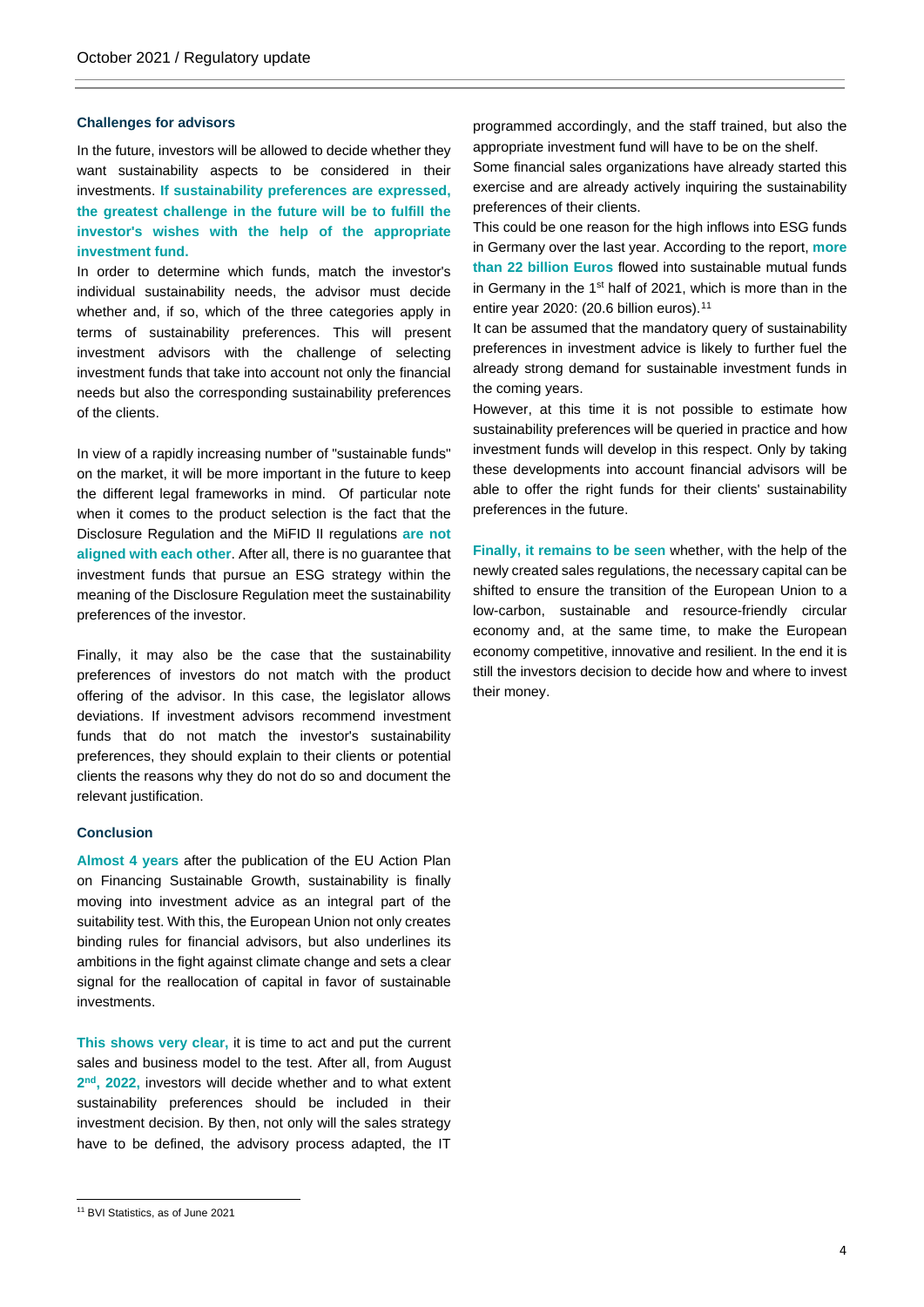### Challenges for advisors

In the future, investors will be allowed to decide whether they want sustainability aspects to be considered in their investments. **If sustainability preferences are expressed, the greatest challenge in the future will be to fulfill the investor's wishes with the help of the appropriate investment fund.**

In order to determine which funds, match the investor's individual sustainability needs, the advisor must decide whether and, if so, which of the three categories apply in terms of sustainability preferences. This will present investment advisors with the challenge of selecting investment funds that take into account not only the financial needs but also the corresponding sustainability preferences of the clients.

In view of a rapidly increasing number of "sustainable funds" on the market, it will be more important in the future to keep the different legal frameworks in mind. Of particular note when it comes to the product selection is the fact that the Disclosure Regulation and the MiFID II regulations **are not aligned with each other**. After all, there is no guarantee that investment funds that pursue an ESG strategy within the meaning of the Disclosure Regulation meet the sustainability preferences of the investor.

Finally, it may also be the case that the sustainability preferences of investors do not match with the product offering of the advisor. In this case, the legislator allows deviations. If investment advisors recommend investment funds that do not match the investor's sustainability preferences, they should explain to their clients or potential clients the reasons why they do not do so and document the relevant justification.

### Conclusion

**Almost 4 years** after the publication of the EU Action Plan on Financing Sustainable Growth, sustainability is finally moving into investment advice as an integral part of the suitability test. With this, the European Union not only creates binding rules for financial advisors, but also underlines its ambitions in the fight against climate change and sets a clear signal for the reallocation of capital in favor of sustainable investments.

**This shows very clear,** it is time to act and put the current sales and business model to the test. After all, from August **2nd, 2022,** investors will decide whether and to what extent sustainability preferences should be included in their investment decision. By then, not only will the sales strategy have to be defined, the advisory process adapted, the IT programmed accordingly, and the staff trained, but also the appropriate investment fund will have to be on the shelf.

Some financial sales organizations have already started this exercise and are already actively inquiring the sustainability preferences of their clients.

This could be one reason for the high inflows into ESG funds in Germany over the last year. According to the report, **more than 22 billion Euros** flowed into sustainable mutual funds in Germany in the 1st half of 2021, which is more than in the entire year 2020: (20.6 billion euros).[11]

It can be assumed that the mandatory query of sustainability preferences in investment advice is likely to further fuel the already strong demand for sustainable investment funds in the coming years.

However, at this time it is not possible to estimate how sustainability preferences will be queried in practice and how investment funds will develop in this respect. Only by taking these developments into account financial advisors will be able to offer the right funds for their clients' sustainability preferences in the future.

**Finally, it remains to be seen** whether, with the help of the newly created sales regulations, the necessary capital can be shifted to ensure the transition of the European Union to a low-carbon, sustainable and resource-friendly circular economy and, at the same time, to make the European economy competitive, innovative and resilient. In the end it is still the investors decision to decide how and where to invest their money.

---

[11] BVI Statistics, as of June 2021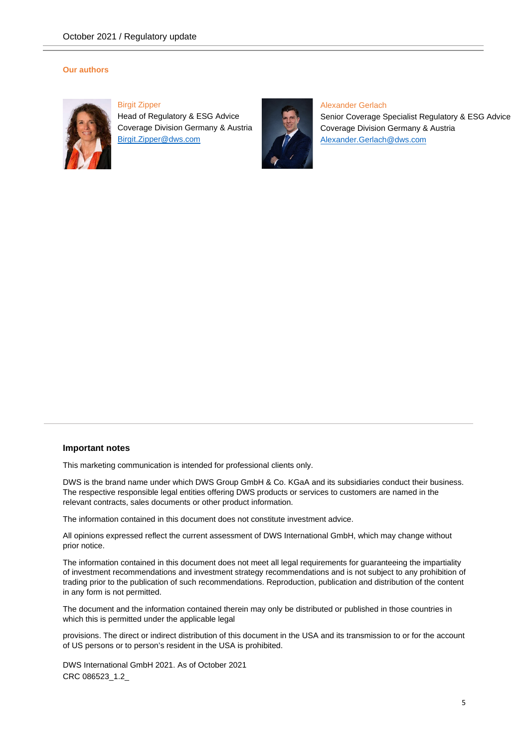**Our authors**

Birgit Zipper
Head of Regulatory & ESG Advice
Coverage Division Germany & Austria
Birgit.Zipper@dws.com

Alexander Gerlach
Senior Coverage Specialist Regulatory & ESG Advice
Coverage Division Germany & Austria
Alexander.Gerlach@dws.com

---

### Important notes

This marketing communication is intended for professional clients only.

DWS is the brand name under which DWS Group GmbH & Co. KGaA and its subsidiaries conduct their business. The respective responsible legal entities offering DWS products or services to customers are named in the relevant contracts, sales documents or other product information.

The information contained in this document does not constitute investment advice.

All opinions expressed reflect the current assessment of DWS International GmbH, which may change without prior notice.

The information contained in this document does not meet all legal requirements for guaranteeing the impartiality of investment recommendations and investment strategy recommendations and is not subject to any prohibition of trading prior to the publication of such recommendations. Reproduction, publication and distribution of the content in any form is not permitted.

The document and the information contained therein may only be distributed or published in those countries in which this is permitted under the applicable legal

provisions. The direct or indirect distribution of this document in the USA and its transmission to or for the account of US persons or to person's resident in the USA is prohibited.

DWS International GmbH 2021. As of October 2021
CRC 086523_1.2_